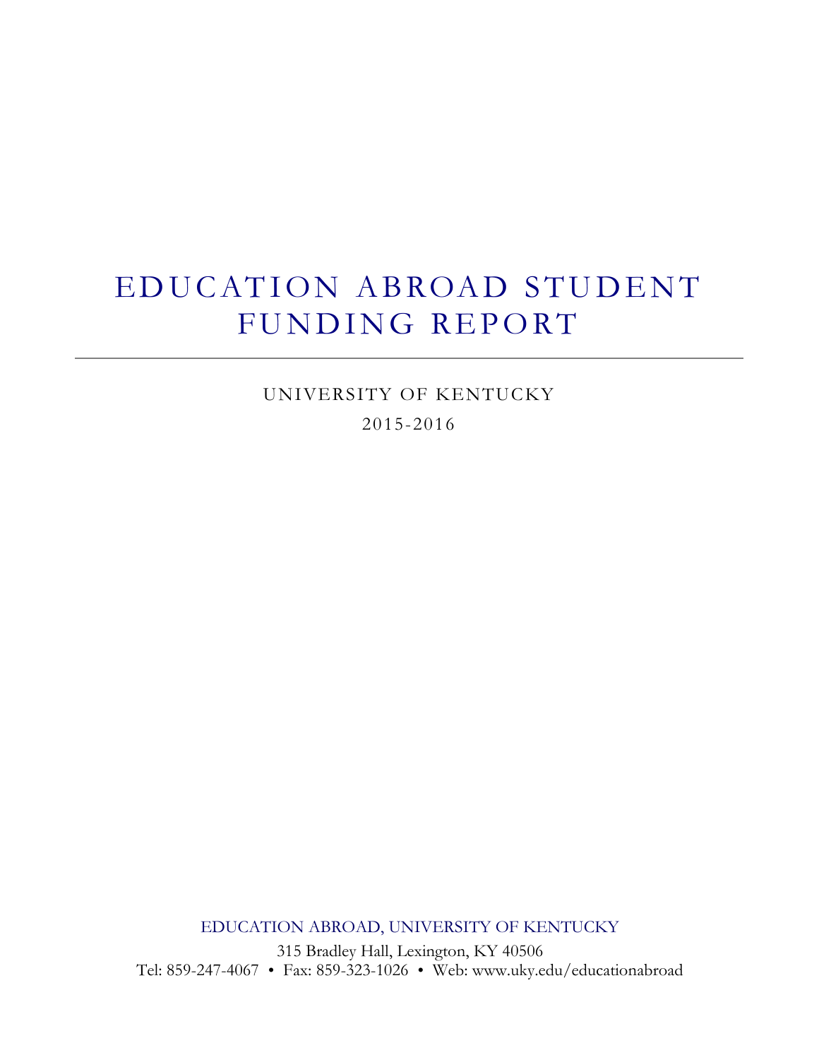# EDUCATION ABROAD STUDENT FUNDING REPORT

---

UNIVERSITY OF KENTUCKY

2015-2016

EDUCATION ABROAD, UNIVERSITY OF KENTUCKY

315 Bradley Hall, Lexington, KY 40506

Tel: 859-247-4067 • Fax: 859-323-1026 • Web: www.uky.edu/educationabroad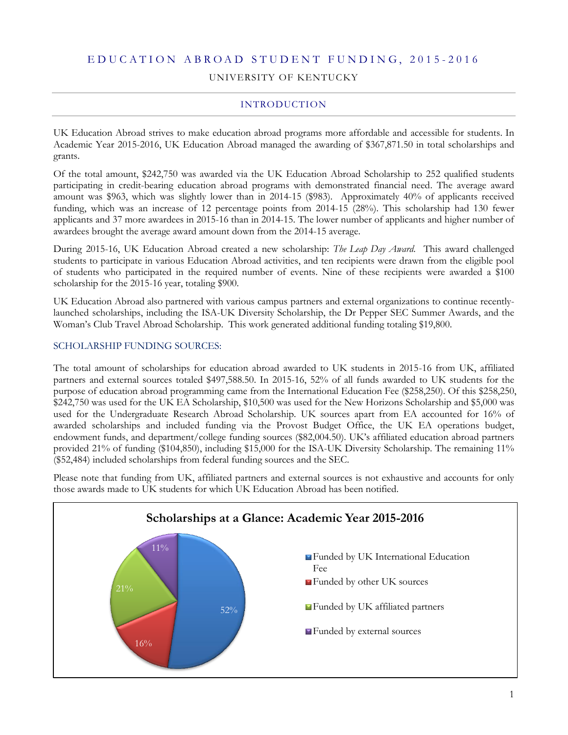# EDUCATION ABROAD STUDENT FUNDING, 2015-2016

UNIVERSITY OF KENTUCKY

## INTRODUCTION

UK Education Abroad strives to make education abroad programs more affordable and accessible for students. In Academic Year 2015-2016, UK Education Abroad managed the awarding of $367,871.50 in total scholarships and grants.

Of the total amount, $242,750 was awarded via the UK Education Abroad Scholarship to 252 qualified students participating in credit-bearing education abroad programs with demonstrated financial need. The average award amount was $963, which was slightly lower than in 2014-15 ($983). Approximately 40% of applicants received funding, which was an increase of 12 percentage points from 2014-15 (28%). This scholarship had 130 fewer applicants and 37 more awardees in 2015-16 than in 2014-15. The lower number of applicants and higher number of awardees brought the average award amount down from the 2014-15 average.

During 2015-16, UK Education Abroad created a new scholarship: *The Leap Day Award.* This award challenged students to participate in various Education Abroad activities, and ten recipients were drawn from the eligible pool of students who participated in the required number of events. Nine of these recipients were awarded a $100 scholarship for the 2015-16 year, totaling $900.

UK Education Abroad also partnered with various campus partners and external organizations to continue recently-launched scholarships, including the ISA-UK Diversity Scholarship, the Dr Pepper SEC Summer Awards, and the Woman's Club Travel Abroad Scholarship. This work generated additional funding totaling $19,800.

### SCHOLARSHIP FUNDING SOURCES:

The total amount of scholarships for education abroad awarded to UK students in 2015-16 from UK, affiliated partners and external sources totaled $497,588.50. In 2015-16, 52% of all funds awarded to UK students for the purpose of education abroad programming came from the International Education Fee ($258,250). Of this $258,250, $242,750 was used for the UK EA Scholarship, $10,500 was used for the New Horizons Scholarship and $5,000 was used for the Undergraduate Research Abroad Scholarship. UK sources apart from EA accounted for 16% of awarded scholarships and included funding via the Provost Budget Office, the UK EA operations budget, endowment funds, and department/college funding sources ($82,004.50). UK's affiliated education abroad partners provided 21% of funding ($104,850), including $15,000 for the ISA-UK Diversity Scholarship. The remaining 11% ($52,484) included scholarships from federal funding sources and the SEC.

Please note that funding from UK, affiliated partners and external sources is not exhaustive and accounts for only those awards made to UK students for which UK Education Abroad has been notified.

**Scholarships at a Glance: Academic Year 2015-2016**

| Source | Share |
|---|---|
| Funded by UK International Education Fee | 52% |
| Funded by other UK sources | 16% |
| Funded by UK affiliated partners | 21% |
| Funded by external sources | 11% |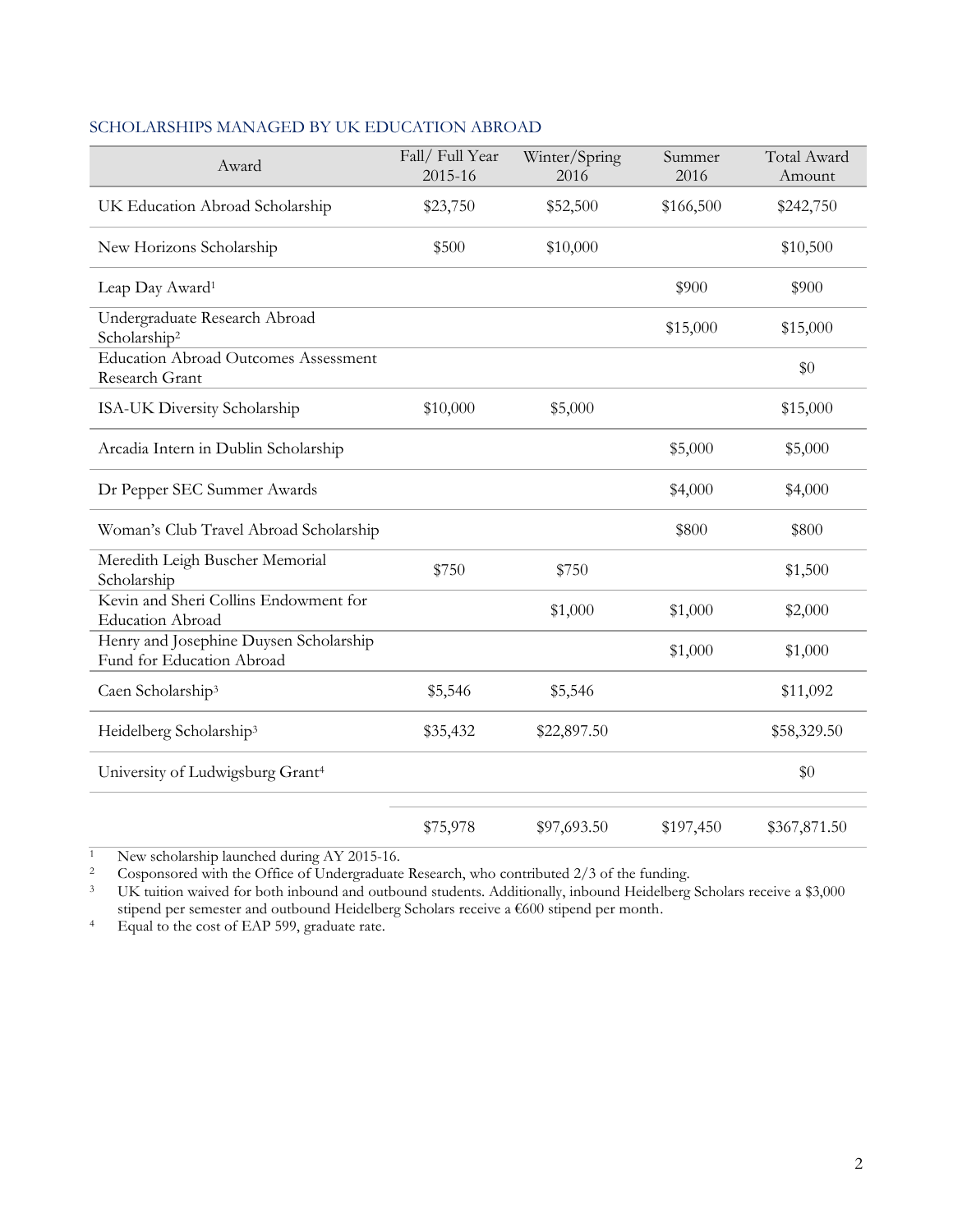## SCHOLARSHIPS MANAGED BY UK EDUCATION ABROAD

| Award | Fall/ Full Year 2015-16 | Winter/Spring 2016 | Summer 2016 | Total Award Amount |
|---|---|---|---|---|
| UK Education Abroad Scholarship | $23,750 | $52,500 | $166,500 | $242,750 |
| New Horizons Scholarship | $500 | $10,000 | | $10,500 |
| Leap Day Award[1] | | | $900 | $900 |
| Undergraduate Research Abroad Scholarship[2] | | | $15,000 | $15,000 |
| Education Abroad Outcomes Assessment Research Grant | | | | $0 |
| ISA-UK Diversity Scholarship | $10,000 | $5,000 | | $15,000 |
| Arcadia Intern in Dublin Scholarship | | | $5,000 | $5,000 |
| Dr Pepper SEC Summer Awards | | | $4,000 | $4,000 |
| Woman's Club Travel Abroad Scholarship | | | $800 | $800 |
| Meredith Leigh Buscher Memorial Scholarship | $750 | $750 | | $1,500 |
| Kevin and Sheri Collins Endowment for Education Abroad | | $1,000 | $1,000 | $2,000 |
| Henry and Josephine Duysen Scholarship Fund for Education Abroad | | | $1,000 | $1,000 |
| Caen Scholarship[3] | $5,546 | $5,546 | | $11,092 |
| Heidelberg Scholarship[3] | $35,432 | $22,897.50 | | $58,329.50 |
| University of Ludwigsburg Grant[4] | | | | $0 |
| | $75,978 | $97,693.50 | $197,450 | $367,871.50 |

1. New scholarship launched during AY 2015-16.
2. Cosponsored with the Office of Undergraduate Research, who contributed 2/3 of the funding.
3. UK tuition waived for both inbound and outbound students. Additionally, inbound Heidelberg Scholars receive a $3,000 stipend per semester and outbound Heidelberg Scholars receive a €600 stipend per month.
4. Equal to the cost of EAP 599, graduate rate.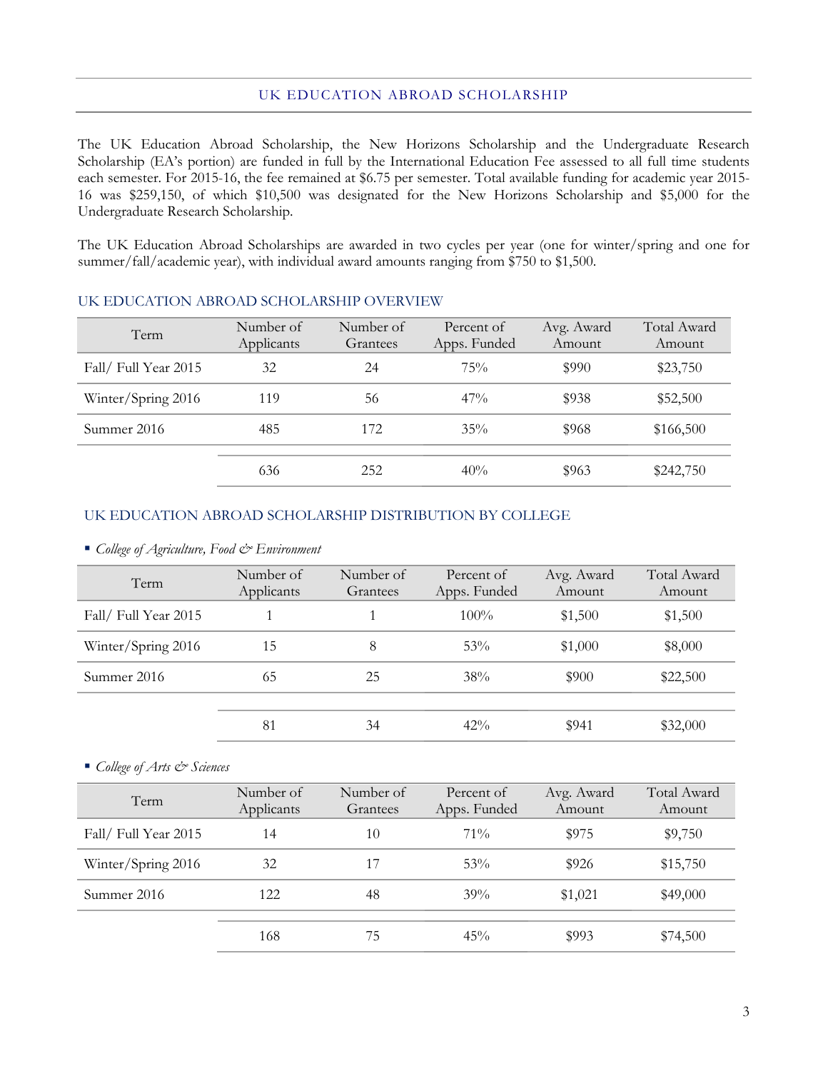## UK EDUCATION ABROAD SCHOLARSHIP

The UK Education Abroad Scholarship, the New Horizons Scholarship and the Undergraduate Research Scholarship (EA's portion) are funded in full by the International Education Fee assessed to all full time students each semester. For 2015-16, the fee remained at $6.75 per semester. Total available funding for academic year 2015-16 was $259,150, of which $10,500 was designated for the New Horizons Scholarship and $5,000 for the Undergraduate Research Scholarship.

The UK Education Abroad Scholarships are awarded in two cycles per year (one for winter/spring and one for summer/fall/academic year), with individual award amounts ranging from $750 to $1,500.

### UK EDUCATION ABROAD SCHOLARSHIP OVERVIEW

| Term | Number of Applicants | Number of Grantees | Percent of Apps. Funded | Avg. Award Amount | Total Award Amount |
|---|---|---|---|---|---|
| Fall/ Full Year 2015 | 32 | 24 | 75% | $990 | $23,750 |
| Winter/Spring 2016 | 119 | 56 | 47% | $938 | $52,500 |
| Summer 2016 | 485 | 172 | 35% | $968 | $166,500 |
| | 636 | 252 | 40% | $963 | $242,750 |

### UK EDUCATION ABROAD SCHOLARSHIP DISTRIBUTION BY COLLEGE

- *College of Agriculture, Food & Environment*

| Term | Number of Applicants | Number of Grantees | Percent of Apps. Funded | Avg. Award Amount | Total Award Amount |
|---|---|---|---|---|---|
| Fall/ Full Year 2015 | 1 | 1 | 100% | $1,500 | $1,500 |
| Winter/Spring 2016 | 15 | 8 | 53% | $1,000 | $8,000 |
| Summer 2016 | 65 | 25 | 38% | $900 | $22,500 |
| | 81 | 34 | 42% | $941 | $32,000 |

- *College of Arts & Sciences*

| Term | Number of Applicants | Number of Grantees | Percent of Apps. Funded | Avg. Award Amount | Total Award Amount |
|---|---|---|---|---|---|
| Fall/ Full Year 2015 | 14 | 10 | 71% | $975 | $9,750 |
| Winter/Spring 2016 | 32 | 17 | 53% | $926 | $15,750 |
| Summer 2016 | 122 | 48 | 39% | $1,021 | $49,000 |
| | 168 | 75 | 45% | $993 | $74,500 |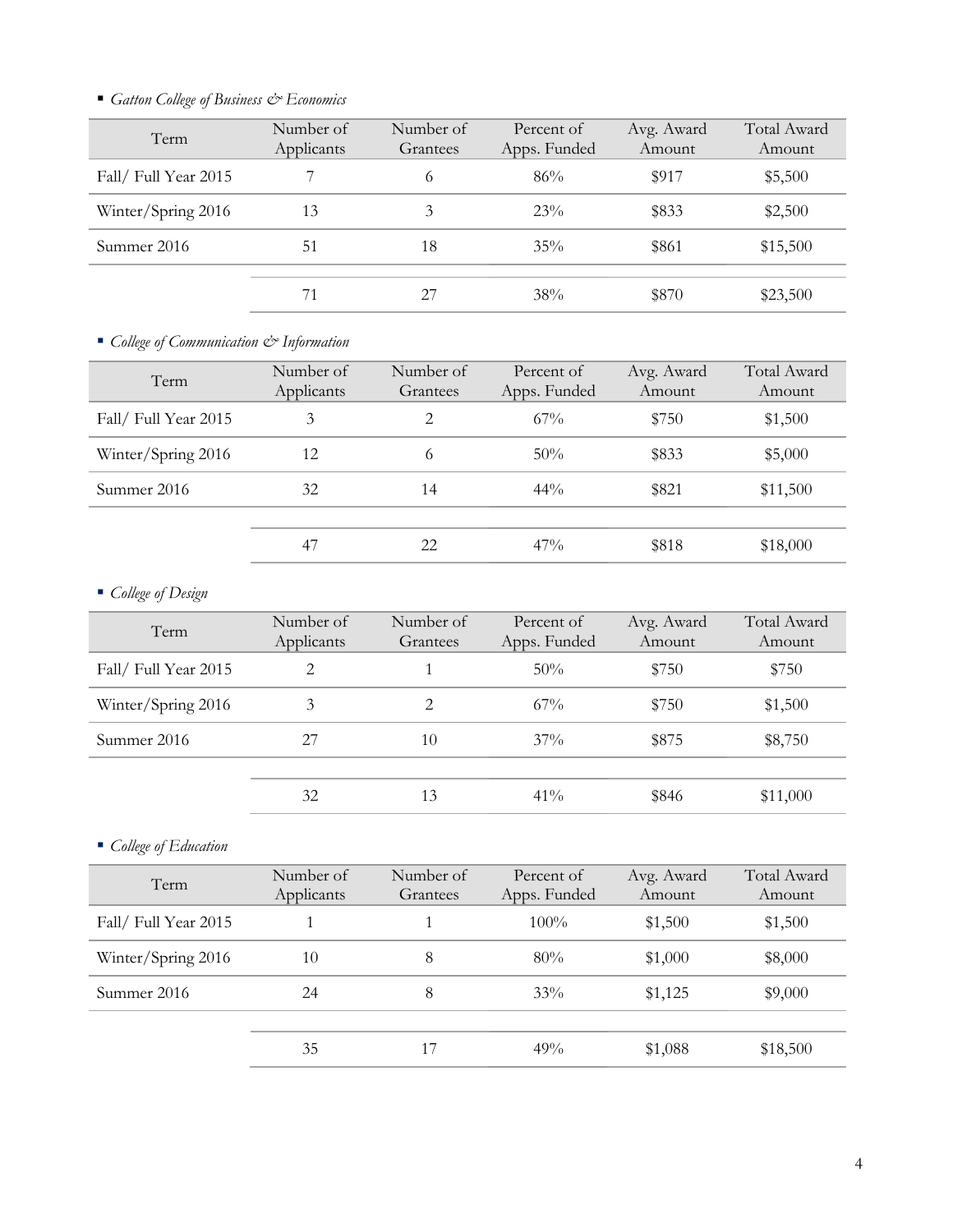- *Gatton College of Business & Economics*

| Term | Number of Applicants | Number of Grantees | Percent of Apps. Funded | Avg. Award Amount | Total Award Amount |
|---|---|---|---|---|---|
| Fall/ Full Year 2015 | 7 | 6 | 86% | $917 | $5,500 |
| Winter/Spring 2016 | 13 | 3 | 23% | $833 | $2,500 |
| Summer 2016 | 51 | 18 | 35% | $861 | $15,500 |
| | 71 | 27 | 38% | $870 | $23,500 |

- *College of Communication & Information*

| Term | Number of Applicants | Number of Grantees | Percent of Apps. Funded | Avg. Award Amount | Total Award Amount |
|---|---|---|---|---|---|
| Fall/ Full Year 2015 | 3 | 2 | 67% | $750 | $1,500 |
| Winter/Spring 2016 | 12 | 6 | 50% | $833 | $5,000 |
| Summer 2016 | 32 | 14 | 44% | $821 | $11,500 |
| | 47 | 22 | 47% | $818 | $18,000 |

- *College of Design*

| Term | Number of Applicants | Number of Grantees | Percent of Apps. Funded | Avg. Award Amount | Total Award Amount |
|---|---|---|---|---|---|
| Fall/ Full Year 2015 | 2 | 1 | 50% | $750 | $750 |
| Winter/Spring 2016 | 3 | 2 | 67% | $750 | $1,500 |
| Summer 2016 | 27 | 10 | 37% | $875 | $8,750 |
| | 32 | 13 | 41% | $846 | $11,000 |

- *College of Education*

| Term | Number of Applicants | Number of Grantees | Percent of Apps. Funded | Avg. Award Amount | Total Award Amount |
|---|---|---|---|---|---|
| Fall/ Full Year 2015 | 1 | 1 | 100% | $1,500 | $1,500 |
| Winter/Spring 2016 | 10 | 8 | 80% | $1,000 | $8,000 |
| Summer 2016 | 24 | 8 | 33% | $1,125 | $9,000 |
| | 35 | 17 | 49% | $1,088 | $18,500 |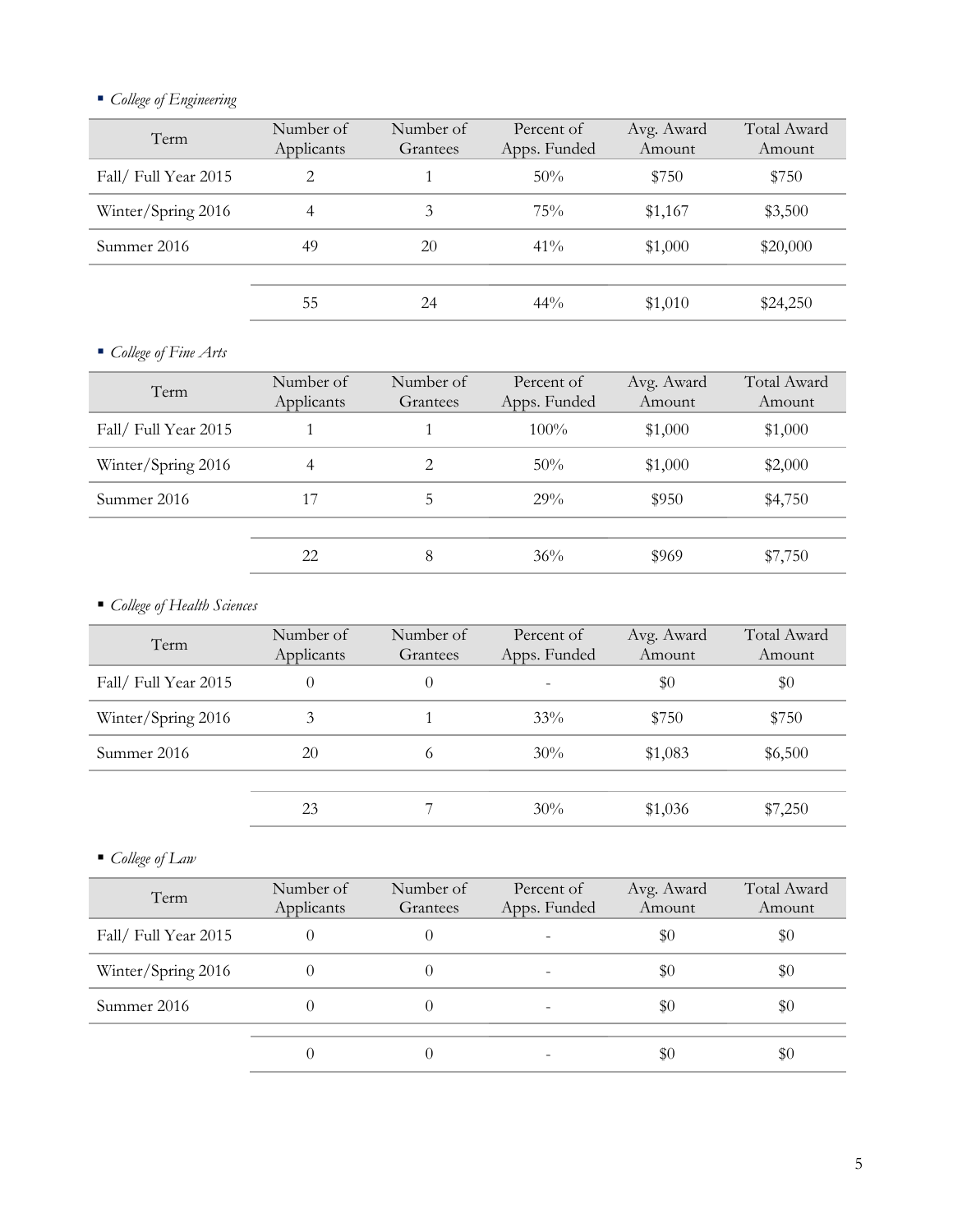- *College of Engineering*

| Term | Number of Applicants | Number of Grantees | Percent of Apps. Funded | Avg. Award Amount | Total Award Amount |
|---|---|---|---|---|---|
| Fall/ Full Year 2015 | 2 | 1 | 50% | $750 | $750 |
| Winter/Spring 2016 | 4 | 3 | 75% | $1,167 | $3,500 |
| Summer 2016 | 49 | 20 | 41% | $1,000 | $20,000 |
| | 55 | 24 | 44% | $1,010 | $24,250 |

- *College of Fine Arts*

| Term | Number of Applicants | Number of Grantees | Percent of Apps. Funded | Avg. Award Amount | Total Award Amount |
|---|---|---|---|---|---|
| Fall/ Full Year 2015 | 1 | 1 | 100% | $1,000 | $1,000 |
| Winter/Spring 2016 | 4 | 2 | 50% | $1,000 | $2,000 |
| Summer 2016 | 17 | 5 | 29% | $950 | $4,750 |
| | 22 | 8 | 36% | $969 | $7,750 |

- *College of Health Sciences*

| Term | Number of Applicants | Number of Grantees | Percent of Apps. Funded | Avg. Award Amount | Total Award Amount |
|---|---|---|---|---|---|
| Fall/ Full Year 2015 | 0 | 0 | - | $0 | $0 |
| Winter/Spring 2016 | 3 | 1 | 33% | $750 | $750 |
| Summer 2016 | 20 | 6 | 30% | $1,083 | $6,500 |
| | 23 | 7 | 30% | $1,036 | $7,250 |

- *College of Law*

| Term | Number of Applicants | Number of Grantees | Percent of Apps. Funded | Avg. Award Amount | Total Award Amount |
|---|---|---|---|---|---|
| Fall/ Full Year 2015 | 0 | 0 | - | $0 | $0 |
| Winter/Spring 2016 | 0 | 0 | - | $0 | $0 |
| Summer 2016 | 0 | 0 | - | $0 | $0 |
| | 0 | 0 | - | $0 | $0 |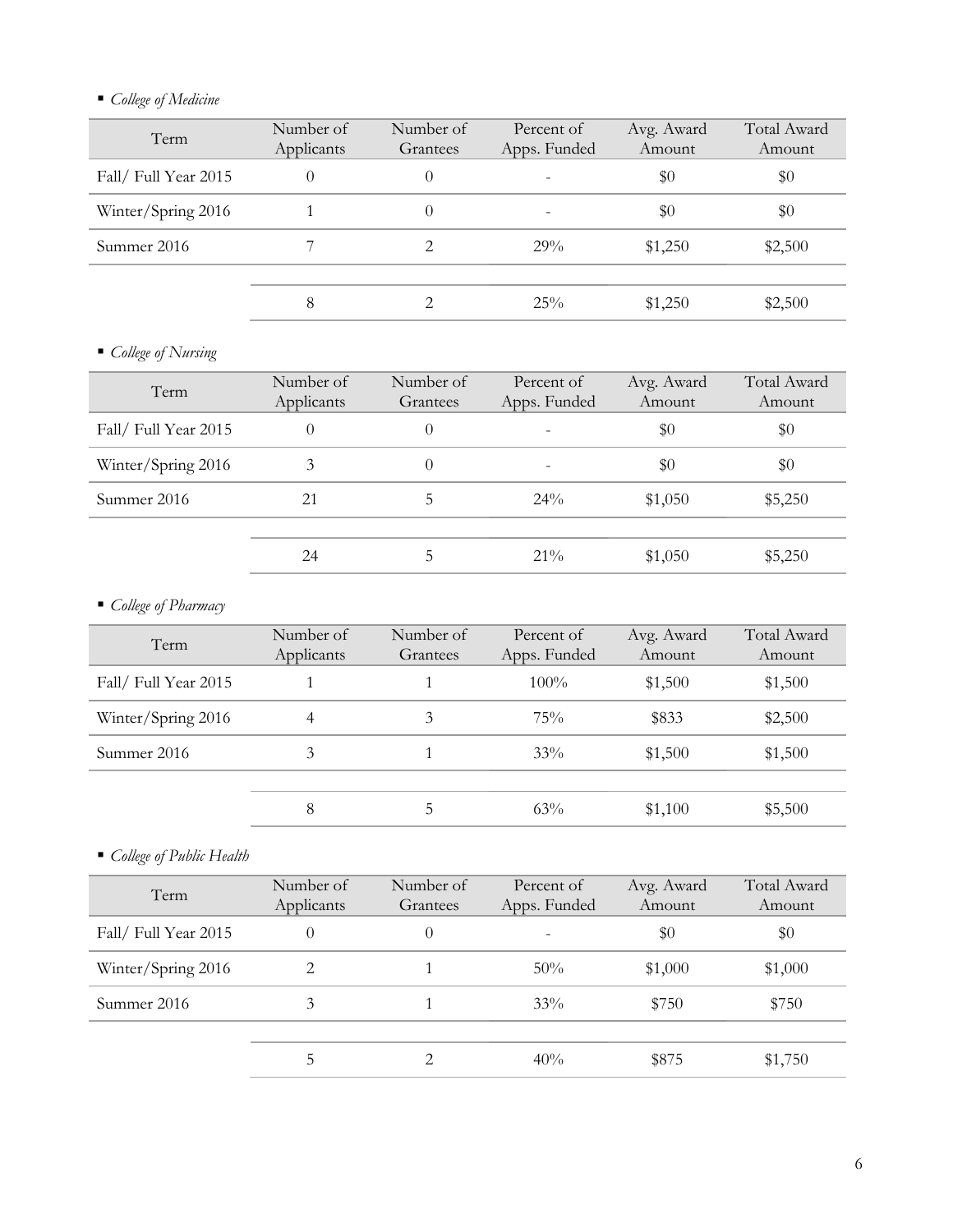- *College of Medicine*

| Term | Number of Applicants | Number of Grantees | Percent of Apps. Funded | Avg. Award Amount | Total Award Amount |
|---|---|---|---|---|---|
| Fall/ Full Year 2015 | 0 | 0 | - | $0 | $0 |
| Winter/Spring 2016 | 1 | 0 | - | $0 | $0 |
| Summer 2016 | 7 | 2 | 29% | $1,250 | $2,500 |
| | 8 | 2 | 25% | $1,250 | $2,500 |

- *College of Nursing*

| Term | Number of Applicants | Number of Grantees | Percent of Apps. Funded | Avg. Award Amount | Total Award Amount |
|---|---|---|---|---|---|
| Fall/ Full Year 2015 | 0 | 0 | - | $0 | $0 |
| Winter/Spring 2016 | 3 | 0 | - | $0 | $0 |
| Summer 2016 | 21 | 5 | 24% | $1,050 | $5,250 |
| | 24 | 5 | 21% | $1,050 | $5,250 |

- *College of Pharmacy*

| Term | Number of Applicants | Number of Grantees | Percent of Apps. Funded | Avg. Award Amount | Total Award Amount |
|---|---|---|---|---|---|
| Fall/ Full Year 2015 | 1 | 1 | 100% | $1,500 | $1,500 |
| Winter/Spring 2016 | 4 | 3 | 75% | $833 | $2,500 |
| Summer 2016 | 3 | 1 | 33% | $1,500 | $1,500 |
| | 8 | 5 | 63% | $1,100 | $5,500 |

- *College of Public Health*

| Term | Number of Applicants | Number of Grantees | Percent of Apps. Funded | Avg. Award Amount | Total Award Amount |
|---|---|---|---|---|---|
| Fall/ Full Year 2015 | 0 | 0 | - | $0 | $0 |
| Winter/Spring 2016 | 2 | 1 | 50% | $1,000 | $1,000 |
| Summer 2016 | 3 | 1 | 33% | $750 | $750 |
| | 5 | 2 | 40% | $875 | $1,750 |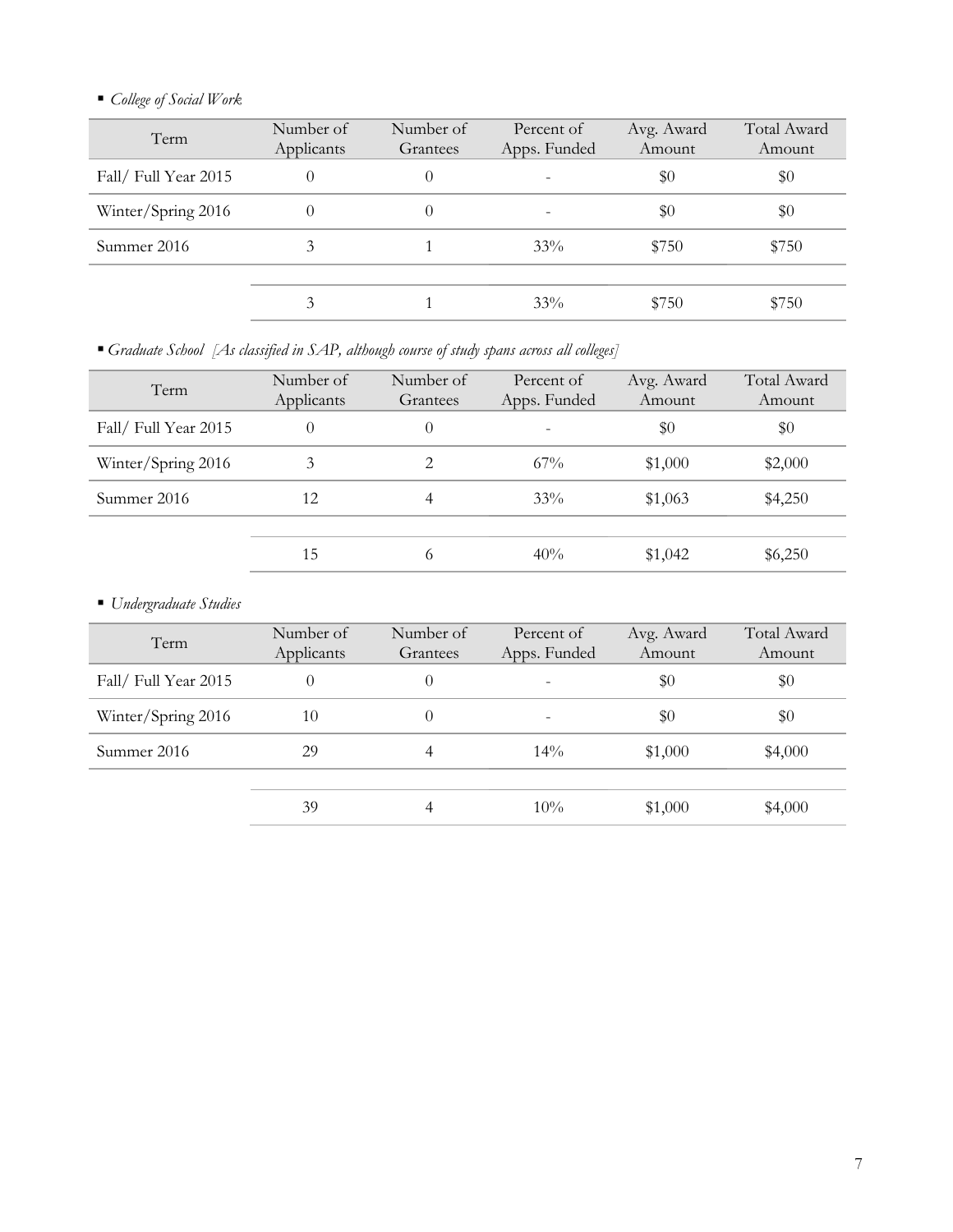- *College of Social Work*

| Term | Number of Applicants | Number of Grantees | Percent of Apps. Funded | Avg. Award Amount | Total Award Amount |
|---|---|---|---|---|---|
| Fall/ Full Year 2015 | 0 | 0 | - | $0 | $0 |
| Winter/Spring 2016 | 0 | 0 | - | $0 | $0 |
| Summer 2016 | 3 | 1 | 33% | $750 | $750 |
| | | | | | |
| | 3 | 1 | 33% | $750 | $750 |

- *Graduate School [As classified in SAP, although course of study spans across all colleges]*

| Term | Number of Applicants | Number of Grantees | Percent of Apps. Funded | Avg. Award Amount | Total Award Amount |
|---|---|---|---|---|---|
| Fall/ Full Year 2015 | 0 | 0 | - | $0 | $0 |
| Winter/Spring 2016 | 3 | 2 | 67% | $1,000 | $2,000 |
| Summer 2016 | 12 | 4 | 33% | $1,063 | $4,250 |
| | | | | | |
| | 15 | 6 | 40% | $1,042 | $6,250 |

- *Undergraduate Studies*

| Term | Number of Applicants | Number of Grantees | Percent of Apps. Funded | Avg. Award Amount | Total Award Amount |
|---|---|---|---|---|---|
| Fall/ Full Year 2015 | 0 | 0 | - | $0 | $0 |
| Winter/Spring 2016 | 10 | 0 | - | $0 | $0 |
| Summer 2016 | 29 | 4 | 14% | $1,000 | $4,000 |
| | | | | | |
| | 39 | 4 | 10% | $1,000 | $4,000 |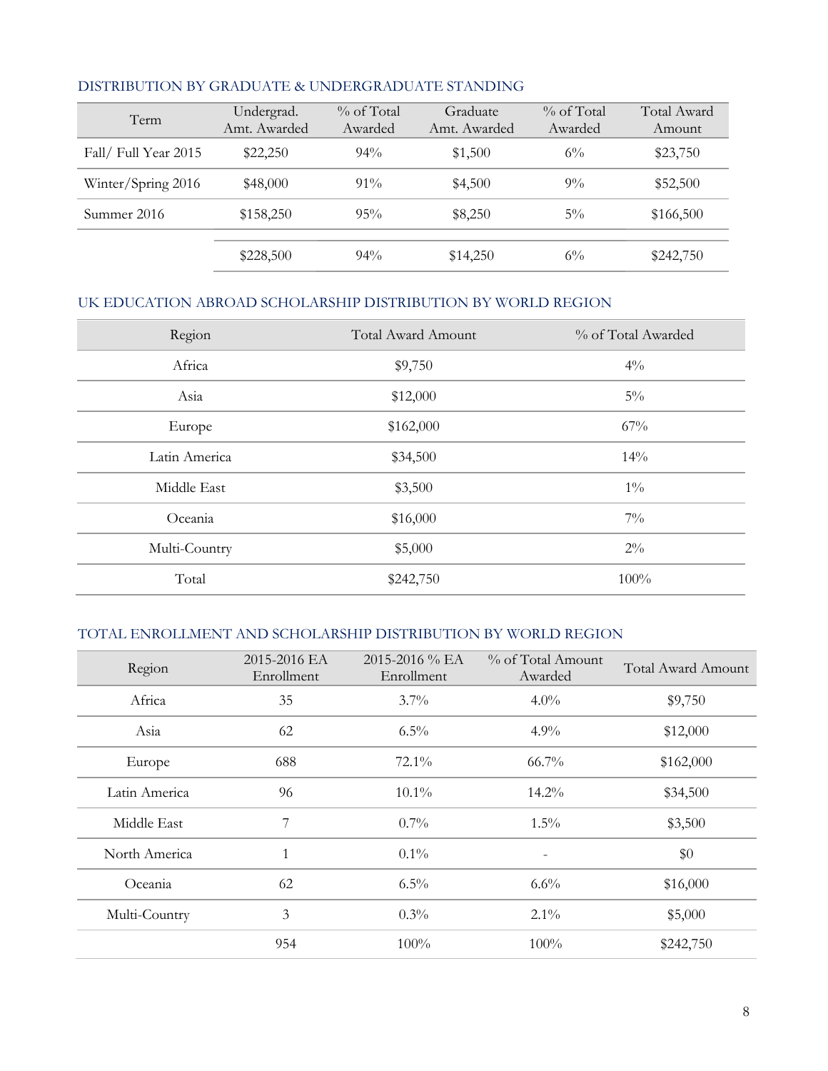## DISTRIBUTION BY GRADUATE & UNDERGRADUATE STANDING

| Term | Undergrad. Amt. Awarded | % of Total Awarded | Graduate Amt. Awarded | % of Total Awarded | Total Award Amount |
|---|---|---|---|---|---|
| Fall/ Full Year 2015 | $22,250 | 94% | $1,500 | 6% | $23,750 |
| Winter/Spring 2016 | $48,000 | 91% | $4,500 | 9% | $52,500 |
| Summer 2016 | $158,250 | 95% | $8,250 | 5% | $166,500 |
| | $228,500 | 94% | $14,250 | 6% | $242,750 |

## UK EDUCATION ABROAD SCHOLARSHIP DISTRIBUTION BY WORLD REGION

| Region | Total Award Amount | % of Total Awarded |
|---|---|---|
| Africa | $9,750 | 4% |
| Asia | $12,000 | 5% |
| Europe | $162,000 | 67% |
| Latin America | $34,500 | 14% |
| Middle East | $3,500 | 1% |
| Oceania | $16,000 | 7% |
| Multi-Country | $5,000 | 2% |
| Total | $242,750 | 100% |

## TOTAL ENROLLMENT AND SCHOLARSHIP DISTRIBUTION BY WORLD REGION

| Region | 2015-2016 EA Enrollment | 2015-2016 % EA Enrollment | % of Total Amount Awarded | Total Award Amount |
|---|---|---|---|---|
| Africa | 35 | 3.7% | 4.0% | $9,750 |
| Asia | 62 | 6.5% | 4.9% | $12,000 |
| Europe | 688 | 72.1% | 66.7% | $162,000 |
| Latin America | 96 | 10.1% | 14.2% | $34,500 |
| Middle East | 7 | 0.7% | 1.5% | $3,500 |
| North America | 1 | 0.1% | - | $0 |
| Oceania | 62 | 6.5% | 6.6% | $16,000 |
| Multi-Country | 3 | 0.3% | 2.1% | $5,000 |
| | 954 | 100% | 100% | $242,750 |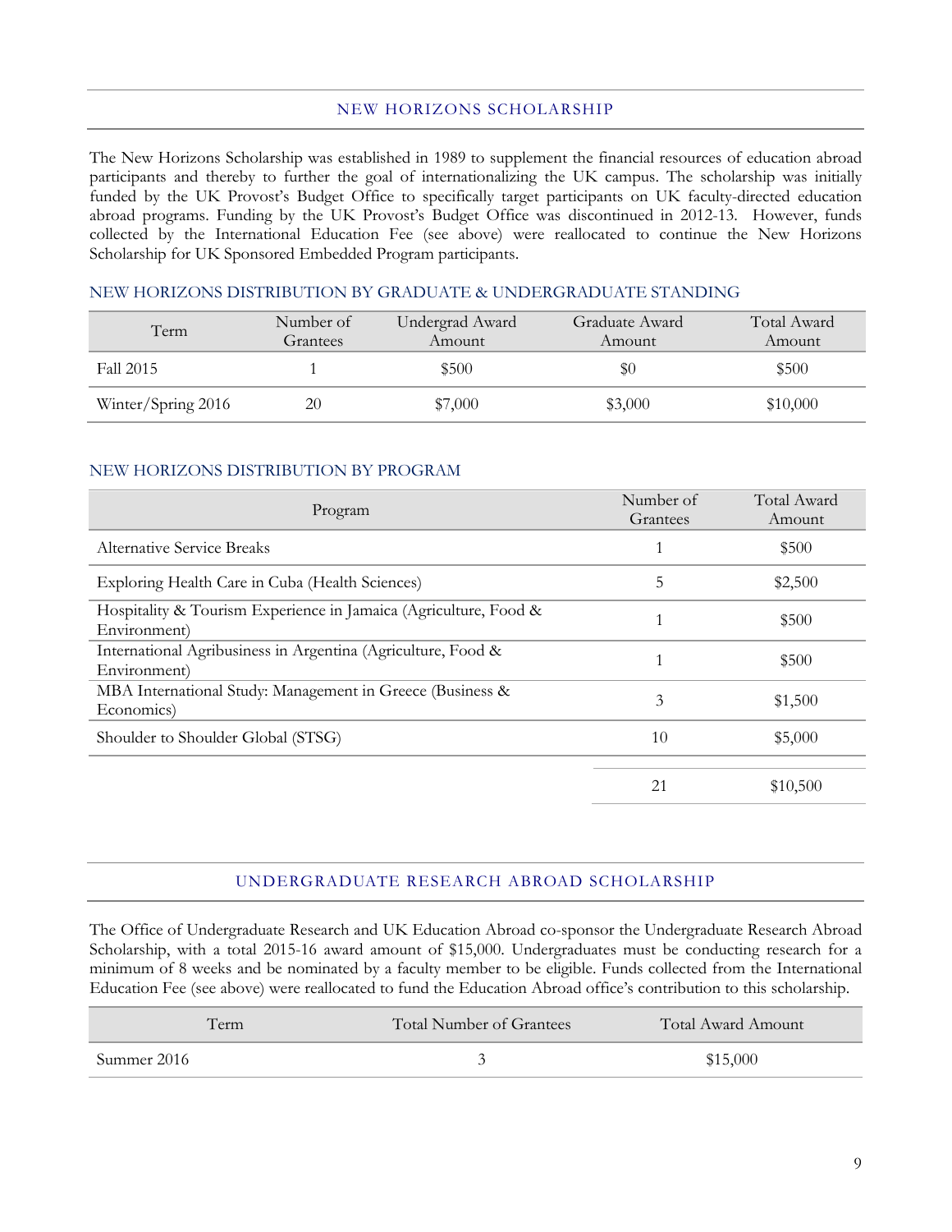## NEW HORIZONS SCHOLARSHIP

The New Horizons Scholarship was established in 1989 to supplement the financial resources of education abroad participants and thereby to further the goal of internationalizing the UK campus. The scholarship was initially funded by the UK Provost's Budget Office to specifically target participants on UK faculty-directed education abroad programs. Funding by the UK Provost's Budget Office was discontinued in 2012-13. However, funds collected by the International Education Fee (see above) were reallocated to continue the New Horizons Scholarship for UK Sponsored Embedded Program participants.

### NEW HORIZONS DISTRIBUTION BY GRADUATE & UNDERGRADUATE STANDING

| Term | Number of Grantees | Undergrad Award Amount | Graduate Award Amount | Total Award Amount |
|---|---|---|---|---|
| Fall 2015 | 1 | $500 | $0 | $500 |
| Winter/Spring 2016 | 20 | $7,000 | $3,000 | $10,000 |

### NEW HORIZONS DISTRIBUTION BY PROGRAM

| Program | Number of Grantees | Total Award Amount |
|---|---|---|
| Alternative Service Breaks | 1 | $500 |
| Exploring Health Care in Cuba (Health Sciences) | 5 | $2,500 |
| Hospitality & Tourism Experience in Jamaica (Agriculture, Food & Environment) | 1 | $500 |
| International Agribusiness in Argentina (Agriculture, Food & Environment) | 1 | $500 |
| MBA International Study: Management in Greece (Business & Economics) | 3 | $1,500 |
| Shoulder to Shoulder Global (STSG) | 10 | $5,000 |
| | 21 | $10,500 |

## UNDERGRADUATE RESEARCH ABROAD SCHOLARSHIP

The Office of Undergraduate Research and UK Education Abroad co-sponsor the Undergraduate Research Abroad Scholarship, with a total 2015-16 award amount of $15,000. Undergraduates must be conducting research for a minimum of 8 weeks and be nominated by a faculty member to be eligible. Funds collected from the International Education Fee (see above) were reallocated to fund the Education Abroad office's contribution to this scholarship.

| Term | Total Number of Grantees | Total Award Amount |
|---|---|---|
| Summer 2016 | 3 | $15,000 |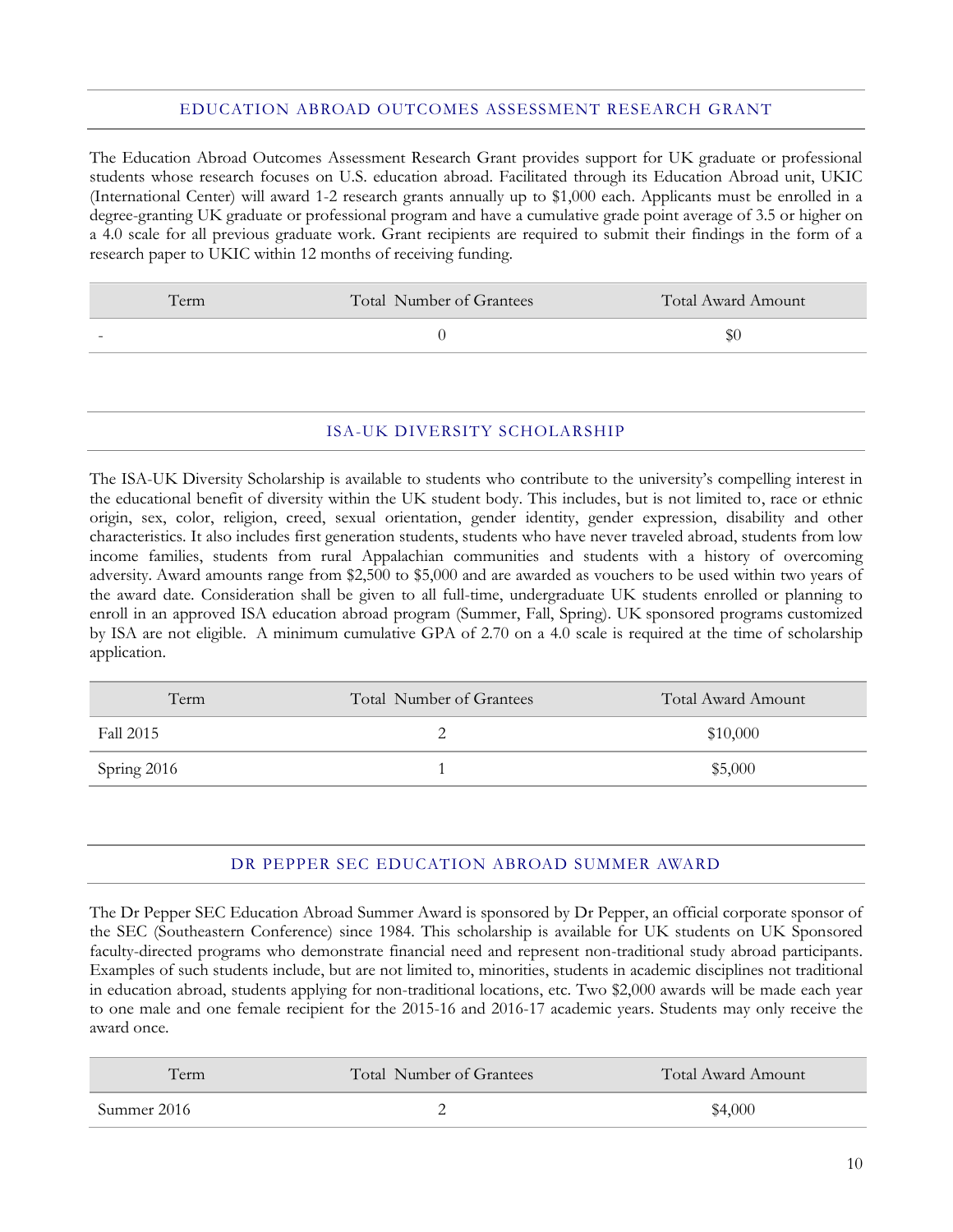## EDUCATION ABROAD OUTCOMES ASSESSMENT RESEARCH GRANT

The Education Abroad Outcomes Assessment Research Grant provides support for UK graduate or professional students whose research focuses on U.S. education abroad. Facilitated through its Education Abroad unit, UKIC (International Center) will award 1-2 research grants annually up to $1,000 each. Applicants must be enrolled in a degree-granting UK graduate or professional program and have a cumulative grade point average of 3.5 or higher on a 4.0 scale for all previous graduate work. Grant recipients are required to submit their findings in the form of a research paper to UKIC within 12 months of receiving funding.

| Term | Total Number of Grantees | Total Award Amount |
|---|---|---|
| - | 0 | $0 |

## ISA-UK DIVERSITY SCHOLARSHIP

The ISA-UK Diversity Scholarship is available to students who contribute to the university's compelling interest in the educational benefit of diversity within the UK student body. This includes, but is not limited to, race or ethnic origin, sex, color, religion, creed, sexual orientation, gender identity, gender expression, disability and other characteristics. It also includes first generation students, students who have never traveled abroad, students from low income families, students from rural Appalachian communities and students with a history of overcoming adversity. Award amounts range from $2,500 to $5,000 and are awarded as vouchers to be used within two years of the award date. Consideration shall be given to all full-time, undergraduate UK students enrolled or planning to enroll in an approved ISA education abroad program (Summer, Fall, Spring). UK sponsored programs customized by ISA are not eligible. A minimum cumulative GPA of 2.70 on a 4.0 scale is required at the time of scholarship application.

| Term | Total Number of Grantees | Total Award Amount |
|---|---|---|
| Fall 2015 | 2 | $10,000 |
| Spring 2016 | 1 | $5,000 |

## DR PEPPER SEC EDUCATION ABROAD SUMMER AWARD

The Dr Pepper SEC Education Abroad Summer Award is sponsored by Dr Pepper, an official corporate sponsor of the SEC (Southeastern Conference) since 1984. This scholarship is available for UK students on UK Sponsored faculty-directed programs who demonstrate financial need and represent non-traditional study abroad participants. Examples of such students include, but are not limited to, minorities, students in academic disciplines not traditional in education abroad, students applying for non-traditional locations, etc. Two $2,000 awards will be made each year to one male and one female recipient for the 2015-16 and 2016-17 academic years. Students may only receive the award once.

| Term | Total Number of Grantees | Total Award Amount |
|---|---|---|
| Summer 2016 | 2 | $4,000 |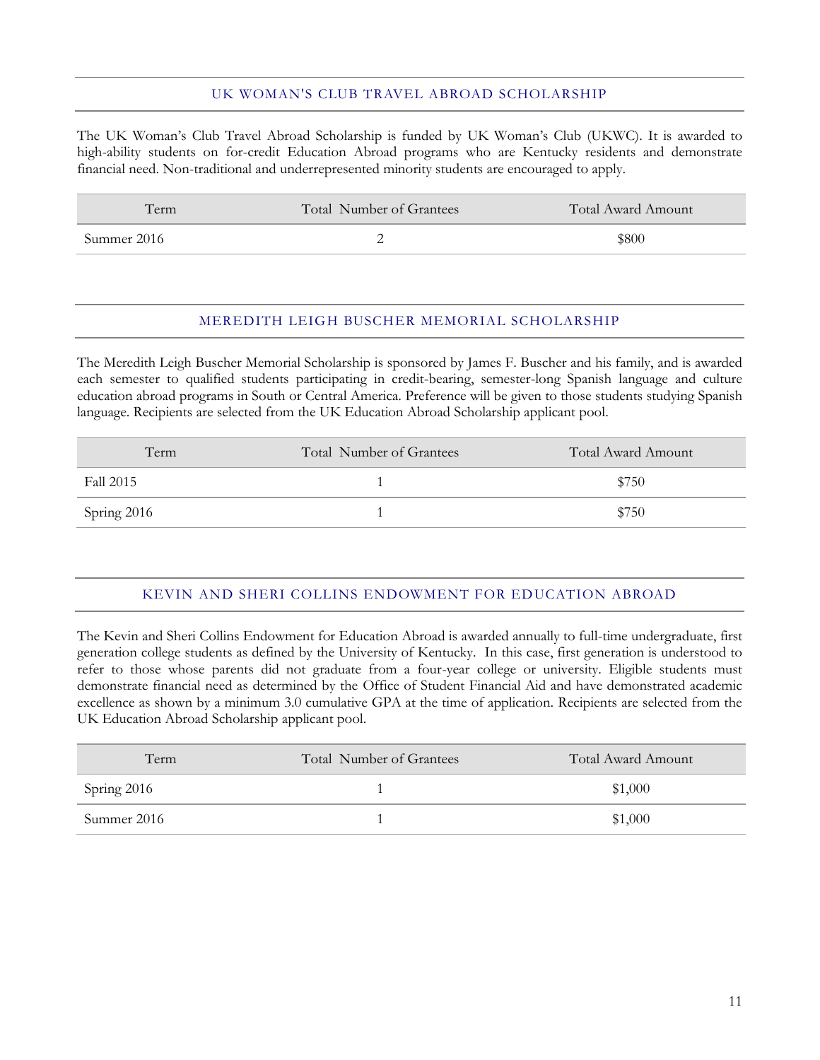## UK WOMAN'S CLUB TRAVEL ABROAD SCHOLARSHIP

The UK Woman's Club Travel Abroad Scholarship is funded by UK Woman's Club (UKWC). It is awarded to high-ability students on for-credit Education Abroad programs who are Kentucky residents and demonstrate financial need. Non-traditional and underrepresented minority students are encouraged to apply.

| Term | Total Number of Grantees | Total Award Amount |
|---|---|---|
| Summer 2016 | 2 | $800 |

## MEREDITH LEIGH BUSCHER MEMORIAL SCHOLARSHIP

The Meredith Leigh Buscher Memorial Scholarship is sponsored by James F. Buscher and his family, and is awarded each semester to qualified students participating in credit-bearing, semester-long Spanish language and culture education abroad programs in South or Central America. Preference will be given to those students studying Spanish language. Recipients are selected from the UK Education Abroad Scholarship applicant pool.

| Term | Total Number of Grantees | Total Award Amount |
|---|---|---|
| Fall 2015 | 1 | $750 |
| Spring 2016 | 1 | $750 |

## KEVIN AND SHERI COLLINS ENDOWMENT FOR EDUCATION ABROAD

The Kevin and Sheri Collins Endowment for Education Abroad is awarded annually to full-time undergraduate, first generation college students as defined by the University of Kentucky. In this case, first generation is understood to refer to those whose parents did not graduate from a four-year college or university. Eligible students must demonstrate financial need as determined by the Office of Student Financial Aid and have demonstrated academic excellence as shown by a minimum 3.0 cumulative GPA at the time of application. Recipients are selected from the UK Education Abroad Scholarship applicant pool.

| Term | Total Number of Grantees | Total Award Amount |
|---|---|---|
| Spring 2016 | 1 | $1,000 |
| Summer 2016 | 1 | $1,000 |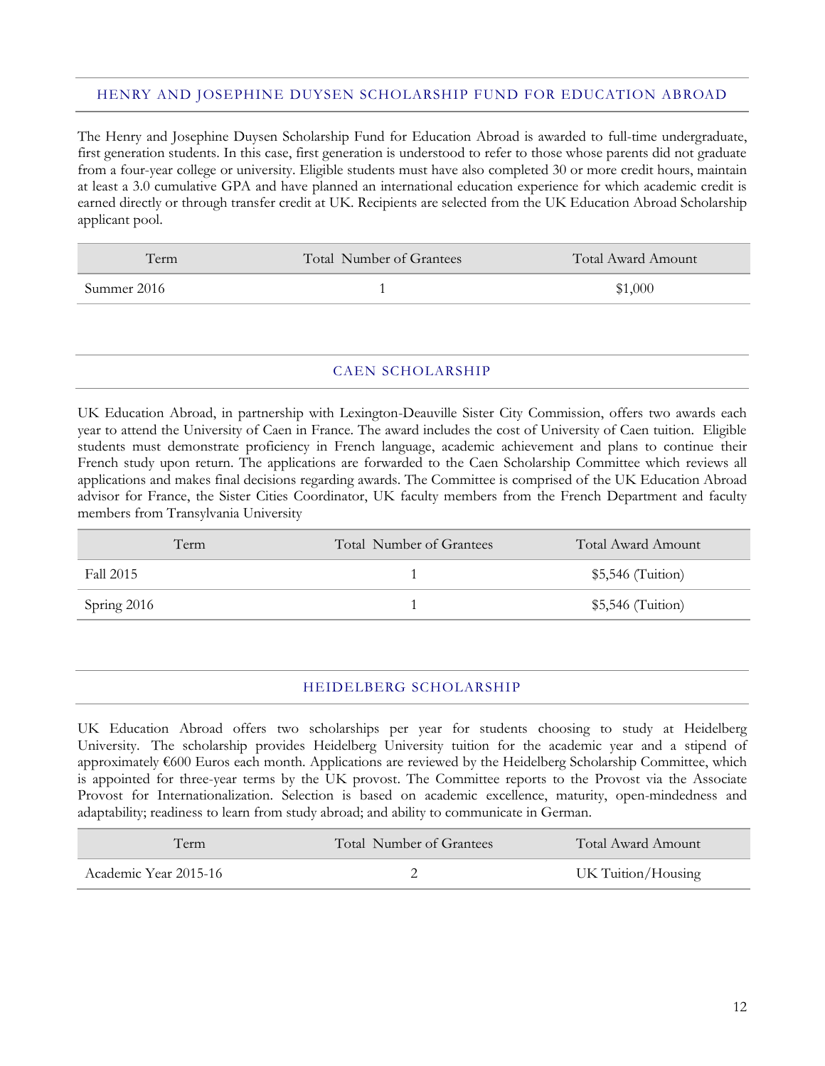## HENRY AND JOSEPHINE DUYSEN SCHOLARSHIP FUND FOR EDUCATION ABROAD

The Henry and Josephine Duysen Scholarship Fund for Education Abroad is awarded to full-time undergraduate, first generation students. In this case, first generation is understood to refer to those whose parents did not graduate from a four-year college or university. Eligible students must have also completed 30 or more credit hours, maintain at least a 3.0 cumulative GPA and have planned an international education experience for which academic credit is earned directly or through transfer credit at UK. Recipients are selected from the UK Education Abroad Scholarship applicant pool.

| Term | Total Number of Grantees | Total Award Amount |
|---|---|---|
| Summer 2016 | 1 | $1,000 |

## CAEN SCHOLARSHIP

UK Education Abroad, in partnership with Lexington-Deauville Sister City Commission, offers two awards each year to attend the University of Caen in France. The award includes the cost of University of Caen tuition. Eligible students must demonstrate proficiency in French language, academic achievement and plans to continue their French study upon return. The applications are forwarded to the Caen Scholarship Committee which reviews all applications and makes final decisions regarding awards. The Committee is comprised of the UK Education Abroad advisor for France, the Sister Cities Coordinator, UK faculty members from the French Department and faculty members from Transylvania University

| Term | Total Number of Grantees | Total Award Amount |
|---|---|---|
| Fall 2015 | 1 | $5,546 (Tuition) |
| Spring 2016 | 1 | $5,546 (Tuition) |

## HEIDELBERG SCHOLARSHIP

UK Education Abroad offers two scholarships per year for students choosing to study at Heidelberg University. The scholarship provides Heidelberg University tuition for the academic year and a stipend of approximately €600 Euros each month. Applications are reviewed by the Heidelberg Scholarship Committee, which is appointed for three-year terms by the UK provost. The Committee reports to the Provost via the Associate Provost for Internationalization. Selection is based on academic excellence, maturity, open-mindedness and adaptability; readiness to learn from study abroad; and ability to communicate in German.

| Term | Total Number of Grantees | Total Award Amount |
|---|---|---|
| Academic Year 2015-16 | 2 | UK Tuition/Housing |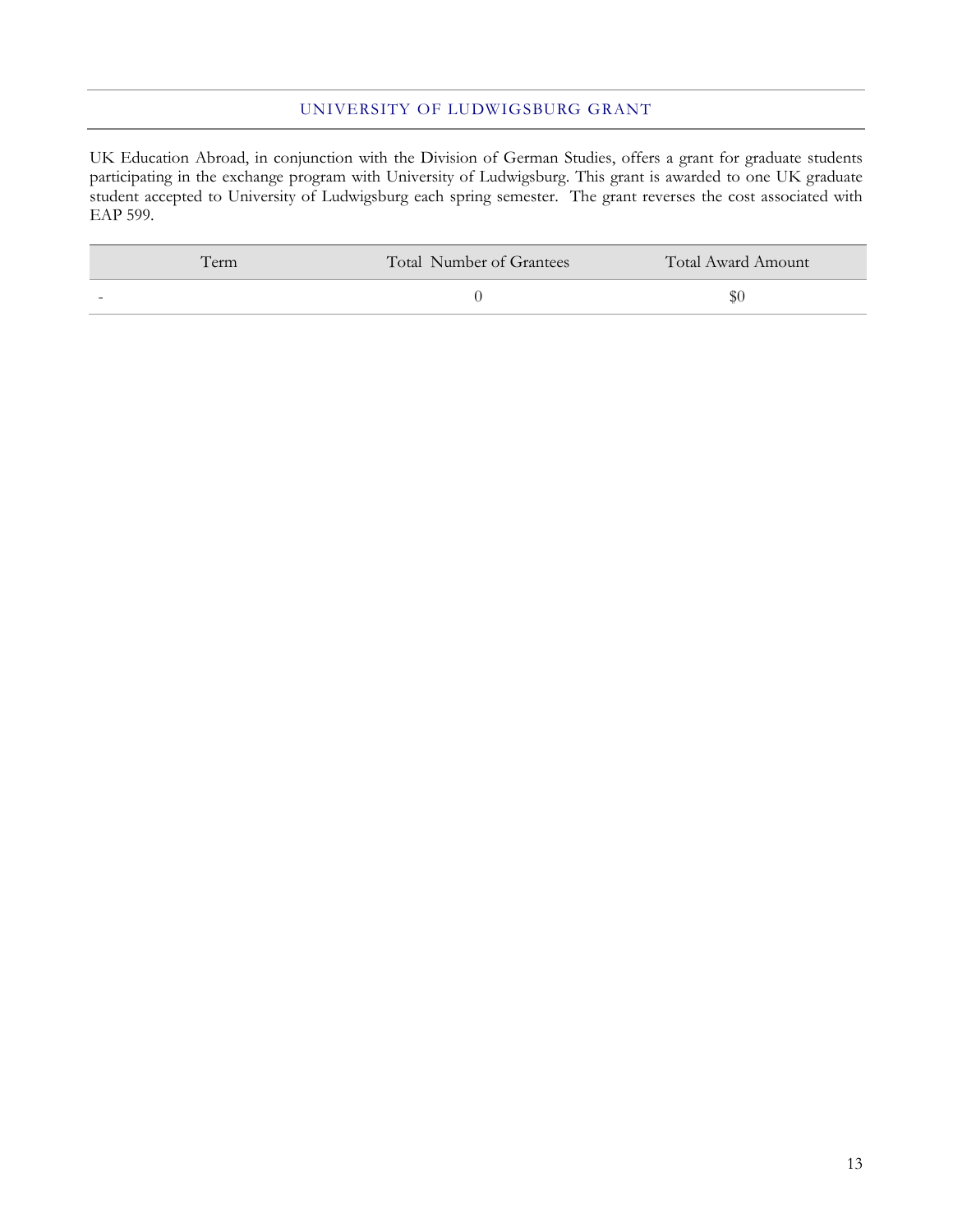## UNIVERSITY OF LUDWIGSBURG GRANT

UK Education Abroad, in conjunction with the Division of German Studies, offers a grant for graduate students participating in the exchange program with University of Ludwigsburg. This grant is awarded to one UK graduate student accepted to University of Ludwigsburg each spring semester. The grant reverses the cost associated with EAP 599.

| Term | Total Number of Grantees | Total Award Amount |
|---|---|---|
| - | 0 | $0 |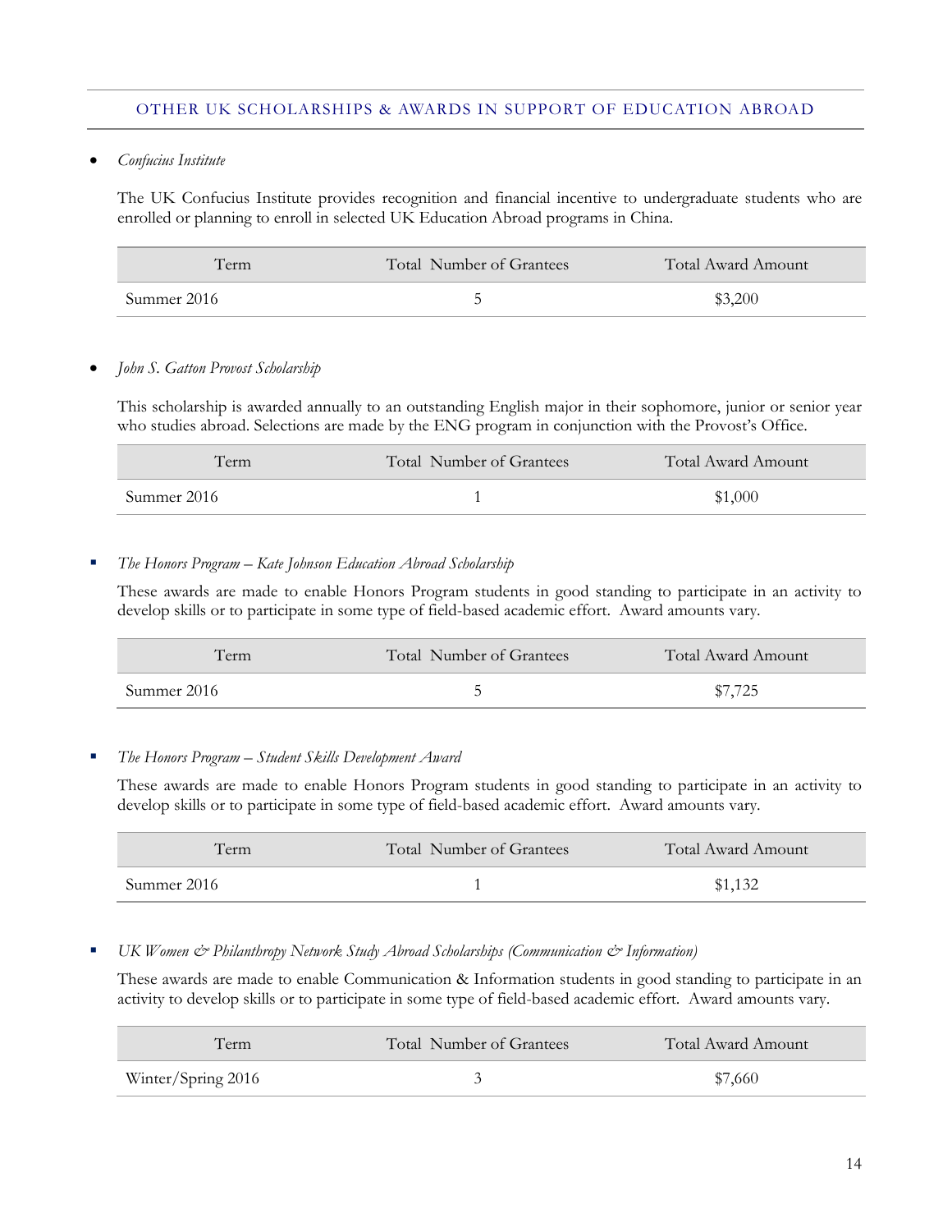## OTHER UK SCHOLARSHIPS & AWARDS IN SUPPORT OF EDUCATION ABROAD

- *Confucius Institute*

The UK Confucius Institute provides recognition and financial incentive to undergraduate students who are enrolled or planning to enroll in selected UK Education Abroad programs in China.

| Term | Total Number of Grantees | Total Award Amount |
|---|---|---|
| Summer 2016 | 5 | $3,200 |

- *John S. Gatton Provost Scholarship*

This scholarship is awarded annually to an outstanding English major in their sophomore, junior or senior year who studies abroad. Selections are made by the ENG program in conjunction with the Provost's Office.

| Term | Total Number of Grantees | Total Award Amount |
|---|---|---|
| Summer 2016 | 1 | $1,000 |

- *The Honors Program – Kate Johnson Education Abroad Scholarship*

These awards are made to enable Honors Program students in good standing to participate in an activity to develop skills or to participate in some type of field-based academic effort. Award amounts vary.

| Term | Total Number of Grantees | Total Award Amount |
|---|---|---|
| Summer 2016 | 5 | $7,725 |

- *The Honors Program – Student Skills Development Award*

These awards are made to enable Honors Program students in good standing to participate in an activity to develop skills or to participate in some type of field-based academic effort. Award amounts vary.

| Term | Total Number of Grantees | Total Award Amount |
|---|---|---|
| Summer 2016 | 1 | $1,132 |

- *UK Women & Philanthropy Network Study Abroad Scholarships (Communication & Information)*

These awards are made to enable Communication & Information students in good standing to participate in an activity to develop skills or to participate in some type of field-based academic effort. Award amounts vary.

| Term | Total Number of Grantees | Total Award Amount |
|---|---|---|
| Winter/Spring 2016 | 3 | $7,660 |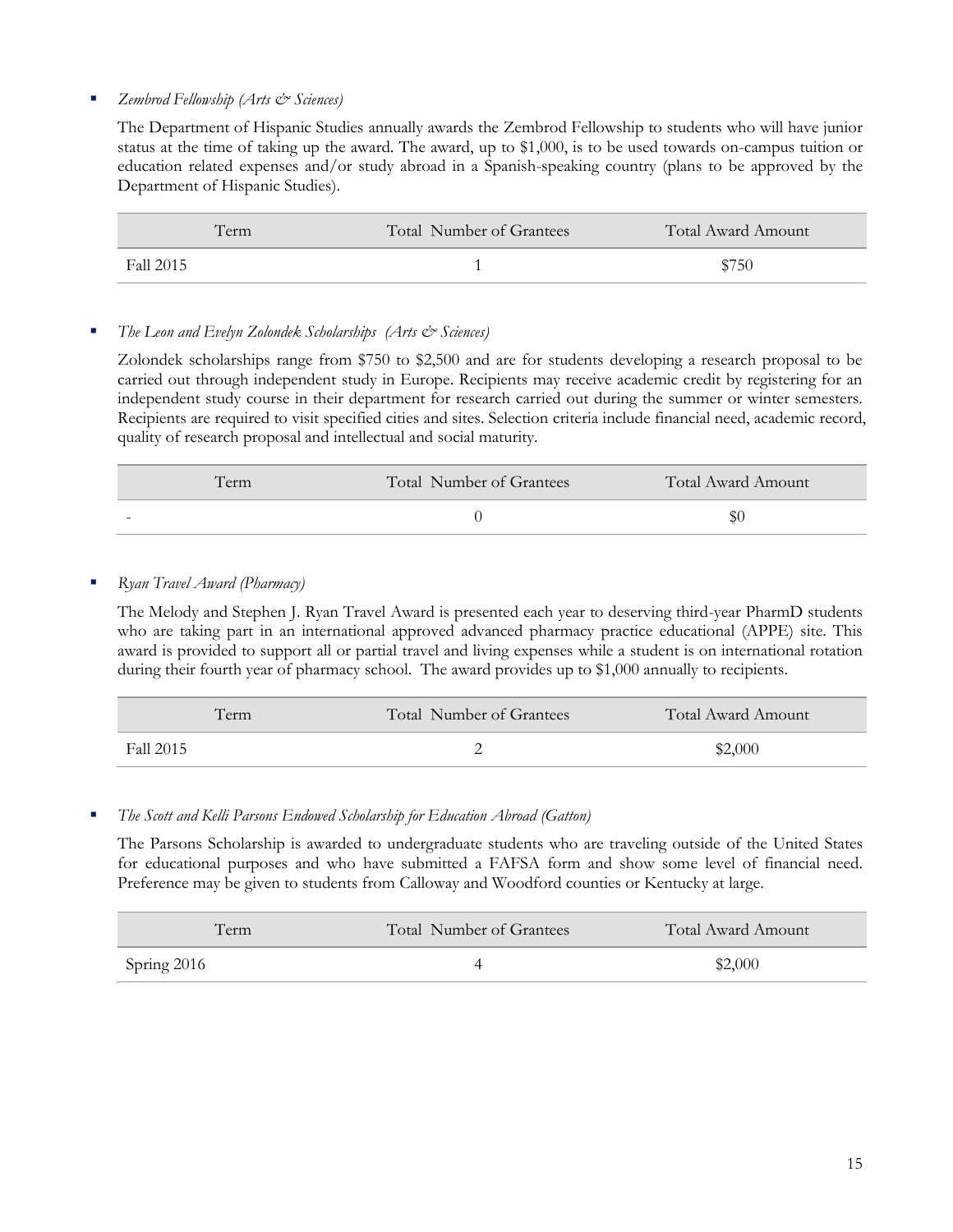- *Zembrod Fellowship (Arts & Sciences)*

  The Department of Hispanic Studies annually awards the Zembrod Fellowship to students who will have junior status at the time of taking up the award. The award, up to $1,000, is to be used towards on-campus tuition or education related expenses and/or study abroad in a Spanish-speaking country (plans to be approved by the Department of Hispanic Studies).

| Term | Total Number of Grantees | Total Award Amount |
| --- | --- | --- |
| Fall 2015 | 1 | $750 |

- *The Leon and Evelyn Zolondek Scholarships (Arts & Sciences)*

  Zolondek scholarships range from $750 to $2,500 and are for students developing a research proposal to be carried out through independent study in Europe. Recipients may receive academic credit by registering for an independent study course in their department for research carried out during the summer or winter semesters. Recipients are required to visit specified cities and sites. Selection criteria include financial need, academic record, quality of research proposal and intellectual and social maturity.

| Term | Total Number of Grantees | Total Award Amount |
| --- | --- | --- |
| - | 0 | $0 |

- *Ryan Travel Award (Pharmacy)*

  The Melody and Stephen J. Ryan Travel Award is presented each year to deserving third-year PharmD students who are taking part in an international approved advanced pharmacy practice educational (APPE) site. This award is provided to support all or partial travel and living expenses while a student is on international rotation during their fourth year of pharmacy school. The award provides up to $1,000 annually to recipients.

| Term | Total Number of Grantees | Total Award Amount |
| --- | --- | --- |
| Fall 2015 | 2 | $2,000 |

- *The Scott and Kelli Parsons Endowed Scholarship for Education Abroad (Gatton)*

  The Parsons Scholarship is awarded to undergraduate students who are traveling outside of the United States for educational purposes and who have submitted a FAFSA form and show some level of financial need. Preference may be given to students from Calloway and Woodford counties or Kentucky at large.

| Term | Total Number of Grantees | Total Award Amount |
| --- | --- | --- |
| Spring 2016 | 4 | $2,000 |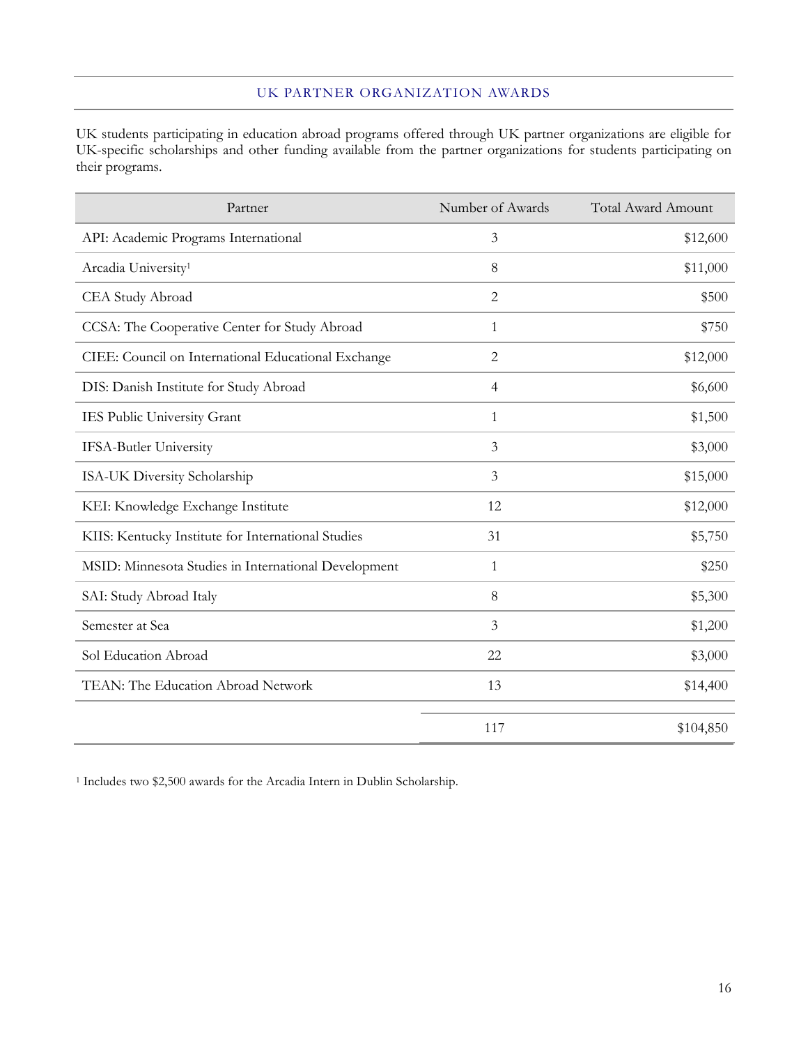## UK PARTNER ORGANIZATION AWARDS

UK students participating in education abroad programs offered through UK partner organizations are eligible for UK-specific scholarships and other funding available from the partner organizations for students participating on their programs.

| Partner | Number of Awards | Total Award Amount |
|---|---|---|
| API: Academic Programs International | 3 | $12,600 |
| Arcadia University[1] | 8 | $11,000 |
| CEA Study Abroad | 2 | $500 |
| CCSA: The Cooperative Center for Study Abroad | 1 | $750 |
| CIEE: Council on International Educational Exchange | 2 | $12,000 |
| DIS: Danish Institute for Study Abroad | 4 | $6,600 |
| IES Public University Grant | 1 | $1,500 |
| IFSA-Butler University | 3 | $3,000 |
| ISA-UK Diversity Scholarship | 3 | $15,000 |
| KEI: Knowledge Exchange Institute | 12 | $12,000 |
| KIIS: Kentucky Institute for International Studies | 31 | $5,750 |
| MSID: Minnesota Studies in International Development | 1 | $250 |
| SAI: Study Abroad Italy | 8 | $5,300 |
| Semester at Sea | 3 | $1,200 |
| Sol Education Abroad | 22 | $3,000 |
| TEAN: The Education Abroad Network | 13 | $14,400 |
| | 117 | $104,850 |

[1] Includes two $2,500 awards for the Arcadia Intern in Dublin Scholarship.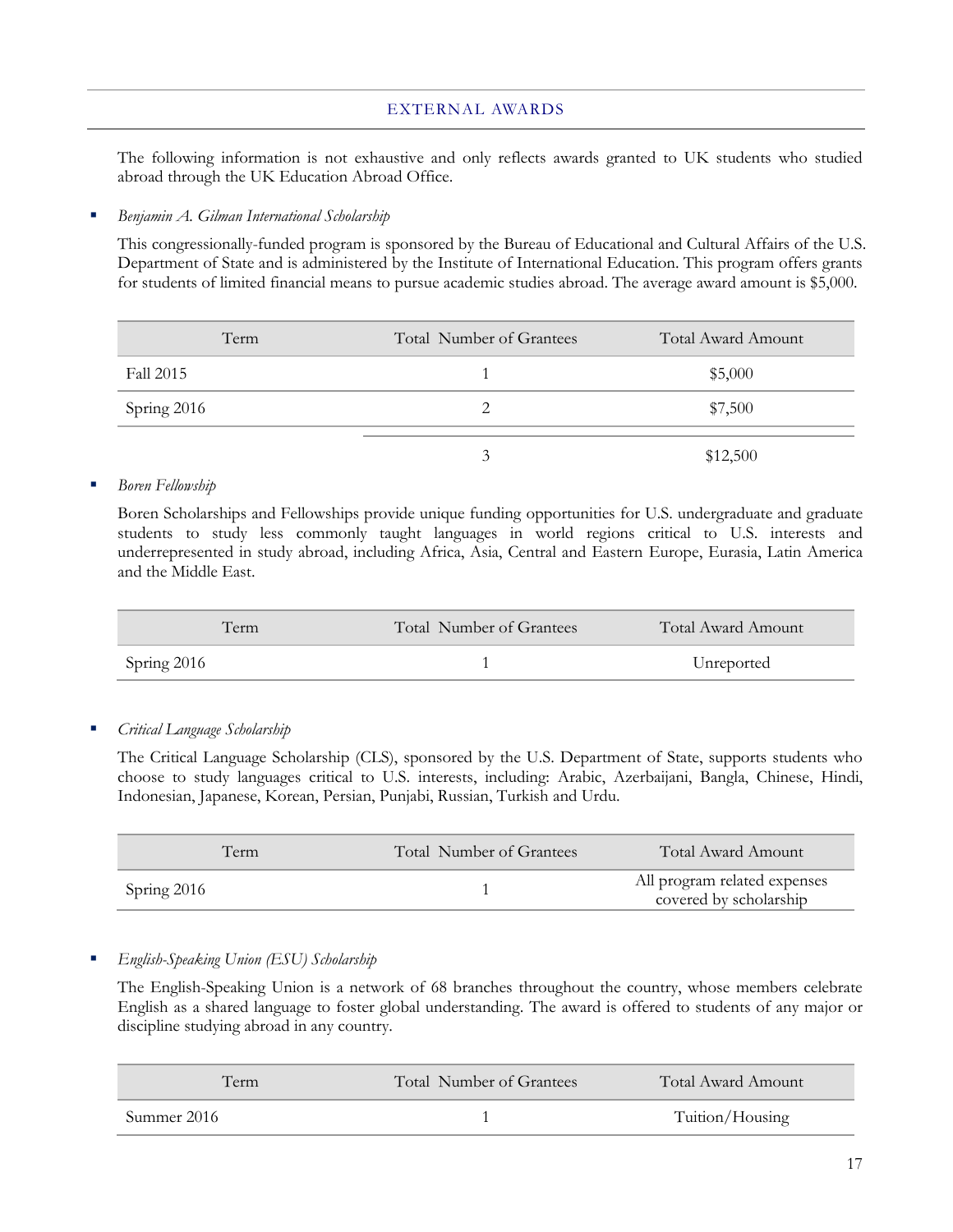## EXTERNAL AWARDS

The following information is not exhaustive and only reflects awards granted to UK students who studied abroad through the UK Education Abroad Office.

- *Benjamin A. Gilman International Scholarship*

  This congressionally-funded program is sponsored by the Bureau of Educational and Cultural Affairs of the U.S. Department of State and is administered by the Institute of International Education. This program offers grants for students of limited financial means to pursue academic studies abroad. The average award amount is $5,000.

| Term | Total Number of Grantees | Total Award Amount |
|---|---|---|
| Fall 2015 | 1 | $5,000 |
| Spring 2016 | 2 | $7,500 |
| | 3 | $12,500 |

- *Boren Fellowship*

  Boren Scholarships and Fellowships provide unique funding opportunities for U.S. undergraduate and graduate students to study less commonly taught languages in world regions critical to U.S. interests and underrepresented in study abroad, including Africa, Asia, Central and Eastern Europe, Eurasia, Latin America and the Middle East.

| Term | Total Number of Grantees | Total Award Amount |
|---|---|---|
| Spring 2016 | 1 | Unreported |

- *Critical Language Scholarship*

  The Critical Language Scholarship (CLS), sponsored by the U.S. Department of State, supports students who choose to study languages critical to U.S. interests, including: Arabic, Azerbaijani, Bangla, Chinese, Hindi, Indonesian, Japanese, Korean, Persian, Punjabi, Russian, Turkish and Urdu.

| Term | Total Number of Grantees | Total Award Amount |
|---|---|---|
| Spring 2016 | 1 | All program related expenses covered by scholarship |

- *English-Speaking Union (ESU) Scholarship*

  The English-Speaking Union is a network of 68 branches throughout the country, whose members celebrate English as a shared language to foster global understanding. The award is offered to students of any major or discipline studying abroad in any country.

| Term | Total Number of Grantees | Total Award Amount |
|---|---|---|
| Summer 2016 | 1 | Tuition/Housing |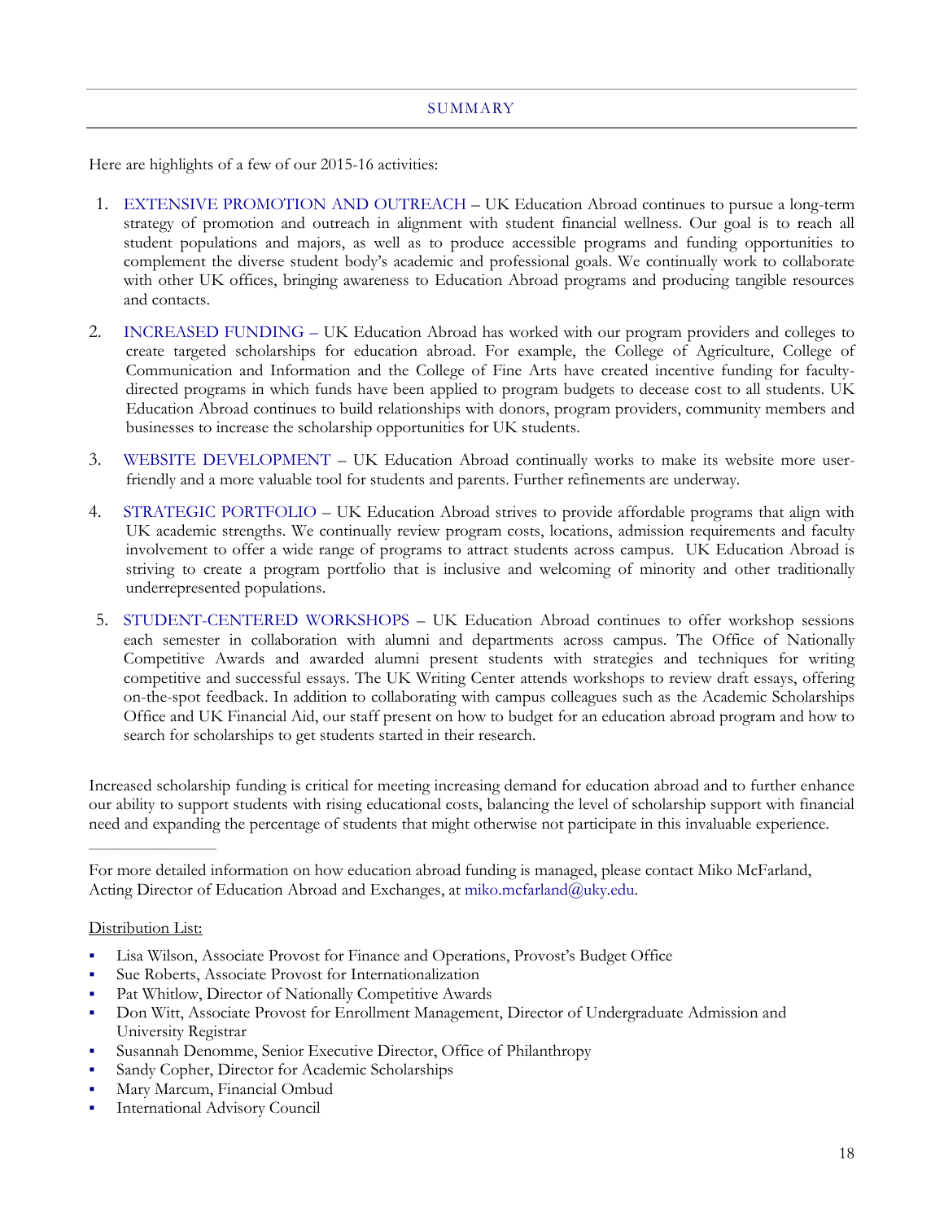## SUMMARY

Here are highlights of a few of our 2015-16 activities:

1. EXTENSIVE PROMOTION AND OUTREACH – UK Education Abroad continues to pursue a long-term strategy of promotion and outreach in alignment with student financial wellness. Our goal is to reach all student populations and majors, as well as to produce accessible programs and funding opportunities to complement the diverse student body's academic and professional goals. We continually work to collaborate with other UK offices, bringing awareness to Education Abroad programs and producing tangible resources and contacts.

2. INCREASED FUNDING – UK Education Abroad has worked with our program providers and colleges to create targeted scholarships for education abroad. For example, the College of Agriculture, College of Communication and Information and the College of Fine Arts have created incentive funding for faculty-directed programs in which funds have been applied to program budgets to decease cost to all students. UK Education Abroad continues to build relationships with donors, program providers, community members and businesses to increase the scholarship opportunities for UK students.

3. WEBSITE DEVELOPMENT – UK Education Abroad continually works to make its website more user-friendly and a more valuable tool for students and parents. Further refinements are underway.

4. STRATEGIC PORTFOLIO – UK Education Abroad strives to provide affordable programs that align with UK academic strengths. We continually review program costs, locations, admission requirements and faculty involvement to offer a wide range of programs to attract students across campus. UK Education Abroad is striving to create a program portfolio that is inclusive and welcoming of minority and other traditionally underrepresented populations.

5. STUDENT-CENTERED WORKSHOPS – UK Education Abroad continues to offer workshop sessions each semester in collaboration with alumni and departments across campus. The Office of Nationally Competitive Awards and awarded alumni present students with strategies and techniques for writing competitive and successful essays. The UK Writing Center attends workshops to review draft essays, offering on-the-spot feedback. In addition to collaborating with campus colleagues such as the Academic Scholarships Office and UK Financial Aid, our staff present on how to budget for an education abroad program and how to search for scholarships to get students started in their research.

Increased scholarship funding is critical for meeting increasing demand for education abroad and to further enhance our ability to support students with rising educational costs, balancing the level of scholarship support with financial need and expanding the percentage of students that might otherwise not participate in this invaluable experience.

---

For more detailed information on how education abroad funding is managed, please contact Miko McFarland, Acting Director of Education Abroad and Exchanges, at miko.mcfarland@uky.edu.

Distribution List:

- Lisa Wilson, Associate Provost for Finance and Operations, Provost's Budget Office
- Sue Roberts, Associate Provost for Internationalization
- Pat Whitlow, Director of Nationally Competitive Awards
- Don Witt, Associate Provost for Enrollment Management, Director of Undergraduate Admission and University Registrar
- Susannah Denomme, Senior Executive Director, Office of Philanthropy
- Sandy Copher, Director for Academic Scholarships
- Mary Marcum, Financial Ombud
- International Advisory Council